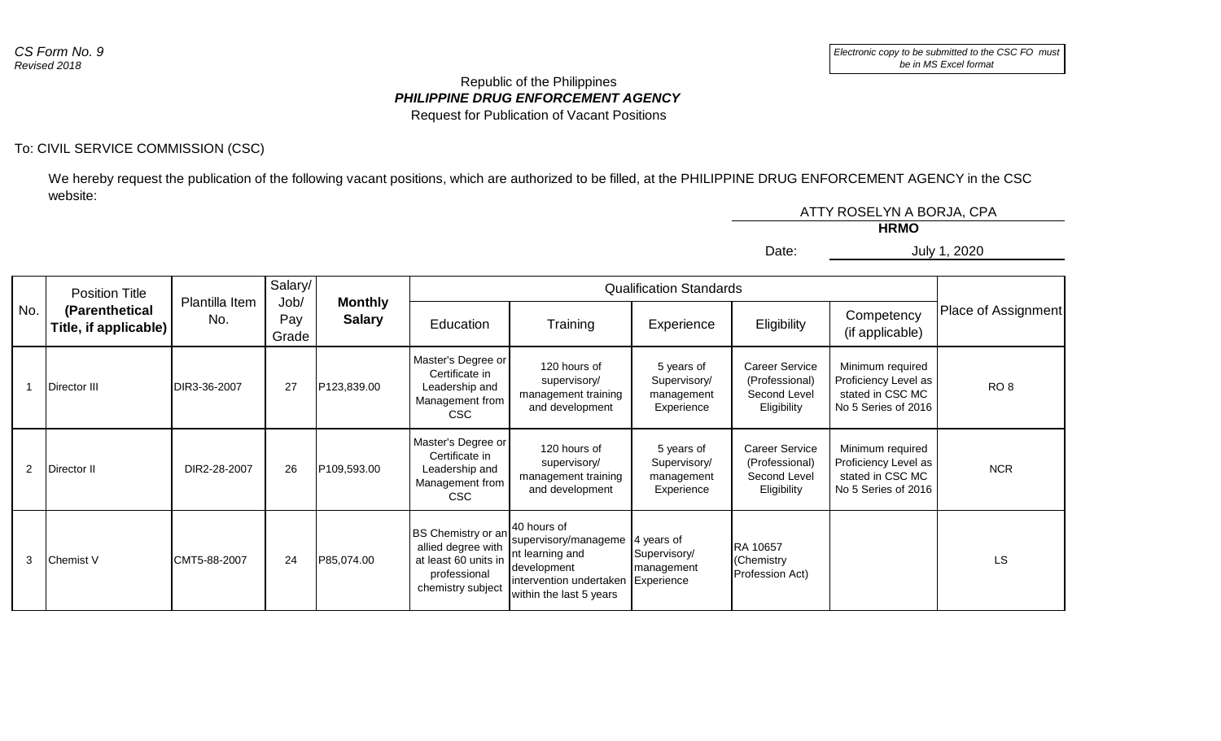*CS Form No. 9*
*Revised 2018*

*Electronic copy to be submitted to the CSC FO must be in MS Excel format*

Republic of the Philippines
***PHILIPPINE DRUG ENFORCEMENT AGENCY***
Request for Publication of Vacant Positions

To: CIVIL SERVICE COMMISSION (CSC)

We hereby request the publication of the following vacant positions, which are authorized to be filled, at the PHILIPPINE DRUG ENFORCEMENT AGENCY in the CSC website:

ATTY ROSELYN A BORJA, CPA
**HRMO**

Date: July 1, 2020

| No. | Position Title **(Parenthetical Title, if applicable)** | Plantilla Item No. | Salary/ Job/ Pay Grade | **Monthly Salary** | Qualification Standards | | | | | Place of Assignment |
|---|---|---|---|---|---|---|---|---|---|---|
| | | | | | Education | Training | Experience | Eligibility | Competency (if applicable) | |
| 1 | Director III | DIR3-36-2007 | 27 | P123,839.00 | Master's Degree or Certificate in Leadership and Management from CSC | 120 hours of supervisory/ management training and development | 5 years of Supervisory/ management Experience | Career Service (Professional) Second Level Eligibility | Minimum required Proficiency Level as stated in CSC MC No 5 Series of 2016 | RO 8 |
| 2 | Director II | DIR2-28-2007 | 26 | P109,593.00 | Master's Degree or Certificate in Leadership and Management from CSC | 120 hours of supervisory/ management training and development | 5 years of Supervisory/ management Experience | Career Service (Professional) Second Level Eligibility | Minimum required Proficiency Level as stated in CSC MC No 5 Series of 2016 | NCR |
| 3 | Chemist V | CMT5-88-2007 | 24 | P85,074.00 | BS Chemistry or an allied degree with at least 60 units in professional chemistry subject | 40 hours of supervisory/management learning and development intervention undertaken within the last 5 years | 4 years of Supervisory/ management Experience | RA 10657 (Chemistry Profession Act) | | LS |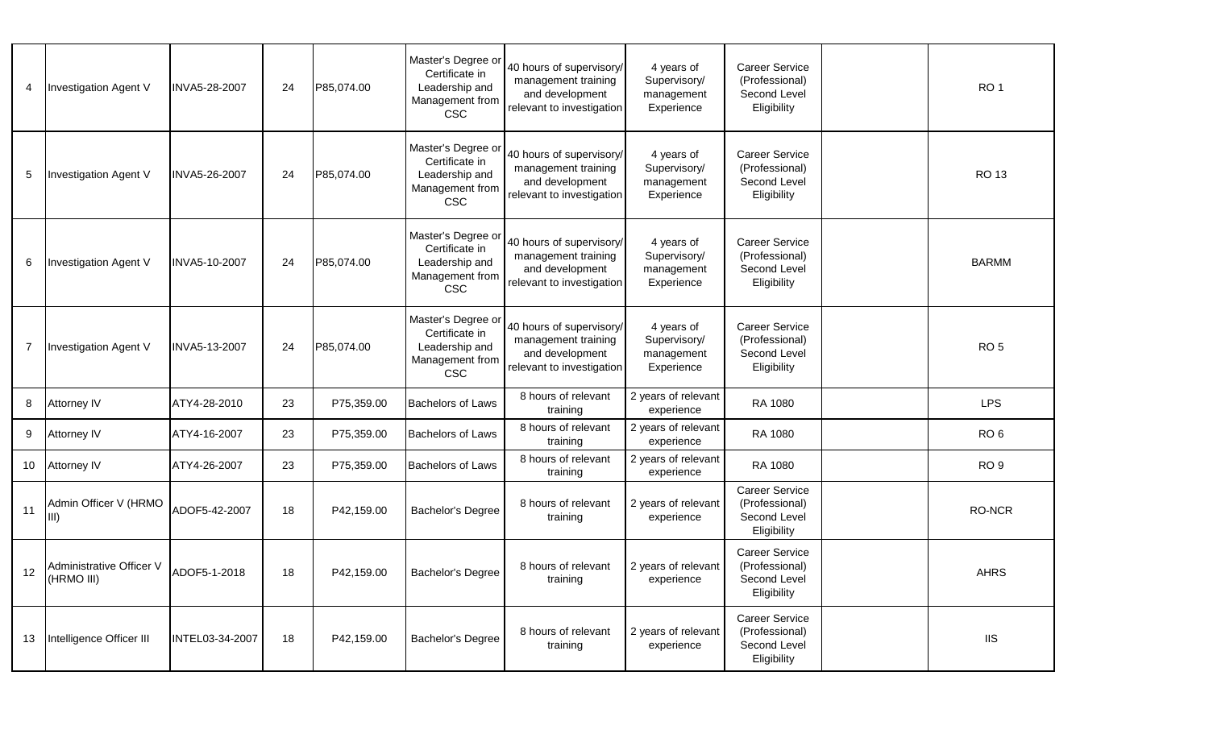| | | | | | | | | | | |
|---|---|---|---|---|---|---|---|---|---|---|
| 4 | Investigation Agent V | INVA5-28-2007 | 24 | P85,074.00 | Master's Degree or Certificate in Leadership and Management from CSC | 40 hours of supervisory/ management training and development relevant to investigation | 4 years of Supervisory/ management Experience | Career Service (Professional) Second Level Eligibility | | RO 1 |
| 5 | Investigation Agent V | INVA5-26-2007 | 24 | P85,074.00 | Master's Degree or Certificate in Leadership and Management from CSC | 40 hours of supervisory/ management training and development relevant to investigation | 4 years of Supervisory/ management Experience | Career Service (Professional) Second Level Eligibility | | RO 13 |
| 6 | Investigation Agent V | INVA5-10-2007 | 24 | P85,074.00 | Master's Degree or Certificate in Leadership and Management from CSC | 40 hours of supervisory/ management training and development relevant to investigation | 4 years of Supervisory/ management Experience | Career Service (Professional) Second Level Eligibility | | BARMM |
| 7 | Investigation Agent V | INVA5-13-2007 | 24 | P85,074.00 | Master's Degree or Certificate in Leadership and Management from CSC | 40 hours of supervisory/ management training and development relevant to investigation | 4 years of Supervisory/ management Experience | Career Service (Professional) Second Level Eligibility | | RO 5 |
| 8 | Attorney IV | ATY4-28-2010 | 23 | P75,359.00 | Bachelors of Laws | 8 hours of relevant training | 2 years of relevant experience | RA 1080 | | LPS |
| 9 | Attorney IV | ATY4-16-2007 | 23 | P75,359.00 | Bachelors of Laws | 8 hours of relevant training | 2 years of relevant experience | RA 1080 | | RO 6 |
| 10 | Attorney IV | ATY4-26-2007 | 23 | P75,359.00 | Bachelors of Laws | 8 hours of relevant training | 2 years of relevant experience | RA 1080 | | RO 9 |
| 11 | Admin Officer V (HRMO III) | ADOF5-42-2007 | 18 | P42,159.00 | Bachelor's Degree | 8 hours of relevant training | 2 years of relevant experience | Career Service (Professional) Second Level Eligibility | | RO-NCR |
| 12 | Administrative Officer V (HRMO III) | ADOF5-1-2018 | 18 | P42,159.00 | Bachelor's Degree | 8 hours of relevant training | 2 years of relevant experience | Career Service (Professional) Second Level Eligibility | | AHRS |
| 13 | Intelligence Officer III | INTEL03-34-2007 | 18 | P42,159.00 | Bachelor's Degree | 8 hours of relevant training | 2 years of relevant experience | Career Service (Professional) Second Level Eligibility | | IIS |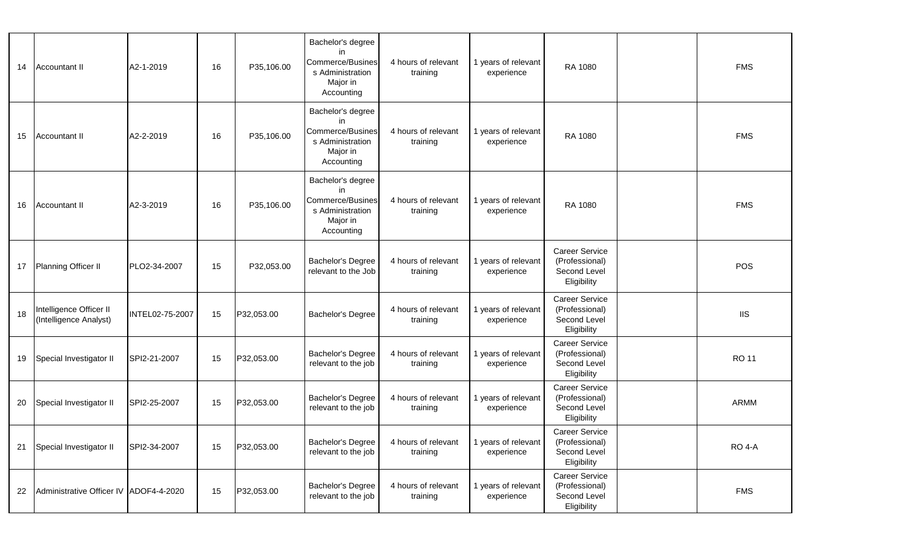| | | | | | | | | | | |
|---|---|---|---|---|---|---|---|---|---|---|
| 14 | Accountant II | A2-1-2019 | 16 | P35,106.00 | Bachelor's degree in Commerce/Business Administration Major in Accounting | 4 hours of relevant training | 1 years of relevant experience | RA 1080 | | FMS |
| 15 | Accountant II | A2-2-2019 | 16 | P35,106.00 | Bachelor's degree in Commerce/Business Administration Major in Accounting | 4 hours of relevant training | 1 years of relevant experience | RA 1080 | | FMS |
| 16 | Accountant II | A2-3-2019 | 16 | P35,106.00 | Bachelor's degree in Commerce/Business Administration Major in Accounting | 4 hours of relevant training | 1 years of relevant experience | RA 1080 | | FMS |
| 17 | Planning Officer II | PLO2-34-2007 | 15 | P32,053.00 | Bachelor's Degree relevant to the Job | 4 hours of relevant training | 1 years of relevant experience | Career Service (Professional) Second Level Eligibility | | POS |
| 18 | Intelligence Officer II (Intelligence Analyst) | INTEL02-75-2007 | 15 | P32,053.00 | Bachelor's Degree | 4 hours of relevant training | 1 years of relevant experience | Career Service (Professional) Second Level Eligibility | | IIS |
| 19 | Special Investigator II | SPI2-21-2007 | 15 | P32,053.00 | Bachelor's Degree relevant to the job | 4 hours of relevant training | 1 years of relevant experience | Career Service (Professional) Second Level Eligibility | | RO 11 |
| 20 | Special Investigator II | SPI2-25-2007 | 15 | P32,053.00 | Bachelor's Degree relevant to the job | 4 hours of relevant training | 1 years of relevant experience | Career Service (Professional) Second Level Eligibility | | ARMM |
| 21 | Special Investigator II | SPI2-34-2007 | 15 | P32,053.00 | Bachelor's Degree relevant to the job | 4 hours of relevant training | 1 years of relevant experience | Career Service (Professional) Second Level Eligibility | | RO 4-A |
| 22 | Administrative Officer IV | ADOF4-4-2020 | 15 | P32,053.00 | Bachelor's Degree relevant to the job | 4 hours of relevant training | 1 years of relevant experience | Career Service (Professional) Second Level Eligibility | | FMS |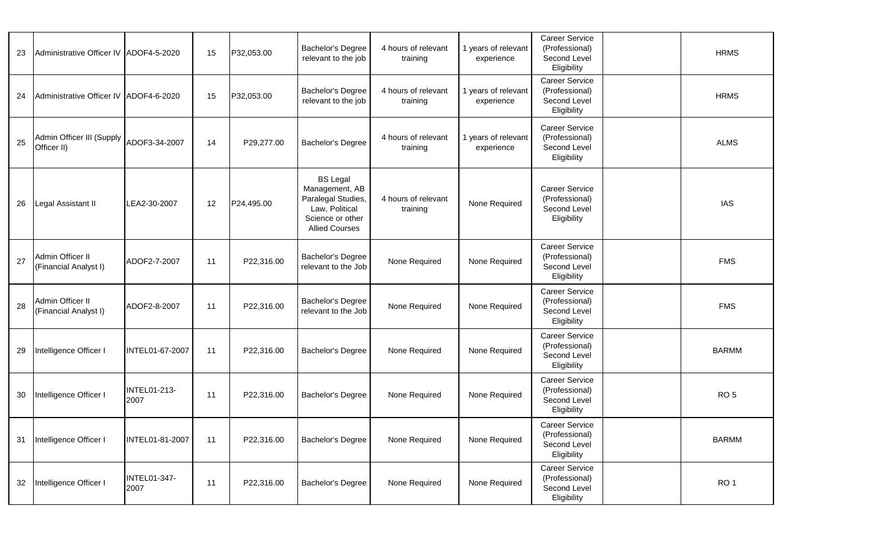| | | | | | | | | | | |
|---|---|---|---|---|---|---|---|---|---|---|
| 23 | Administrative Officer IV | ADOF4-5-2020 | 15 | P32,053.00 | Bachelor's Degree relevant to the job | 4 hours of relevant training | 1 years of relevant experience | Career Service (Professional) Second Level Eligibility | | HRMS |
| 24 | Administrative Officer IV | ADOF4-6-2020 | 15 | P32,053.00 | Bachelor's Degree relevant to the job | 4 hours of relevant training | 1 years of relevant experience | Career Service (Professional) Second Level Eligibility | | HRMS |
| 25 | Admin Officer III (Supply Officer II) | ADOF3-34-2007 | 14 | P29,277.00 | Bachelor's Degree | 4 hours of relevant training | 1 years of relevant experience | Career Service (Professional) Second Level Eligibility | | ALMS |
| 26 | Legal Assistant II | LEA2-30-2007 | 12 | P24,495.00 | BS Legal Management, AB Paralegal Studies, Law, Political Science or other Allied Courses | 4 hours of relevant training | None Required | Career Service (Professional) Second Level Eligibility | | IAS |
| 27 | Admin Officer II (Financial Analyst I) | ADOF2-7-2007 | 11 | P22,316.00 | Bachelor's Degree relevant to the Job | None Required | None Required | Career Service (Professional) Second Level Eligibility | | FMS |
| 28 | Admin Officer II (Financial Analyst I) | ADOF2-8-2007 | 11 | P22,316.00 | Bachelor's Degree relevant to the Job | None Required | None Required | Career Service (Professional) Second Level Eligibility | | FMS |
| 29 | Intelligence Officer I | INTEL01-67-2007 | 11 | P22,316.00 | Bachelor's Degree | None Required | None Required | Career Service (Professional) Second Level Eligibility | | BARMM |
| 30 | Intelligence Officer I | INTEL01-213-2007 | 11 | P22,316.00 | Bachelor's Degree | None Required | None Required | Career Service (Professional) Second Level Eligibility | | RO 5 |
| 31 | Intelligence Officer I | INTEL01-81-2007 | 11 | P22,316.00 | Bachelor's Degree | None Required | None Required | Career Service (Professional) Second Level Eligibility | | BARMM |
| 32 | Intelligence Officer I | INTEL01-347-2007 | 11 | P22,316.00 | Bachelor's Degree | None Required | None Required | Career Service (Professional) Second Level Eligibility | | RO 1 |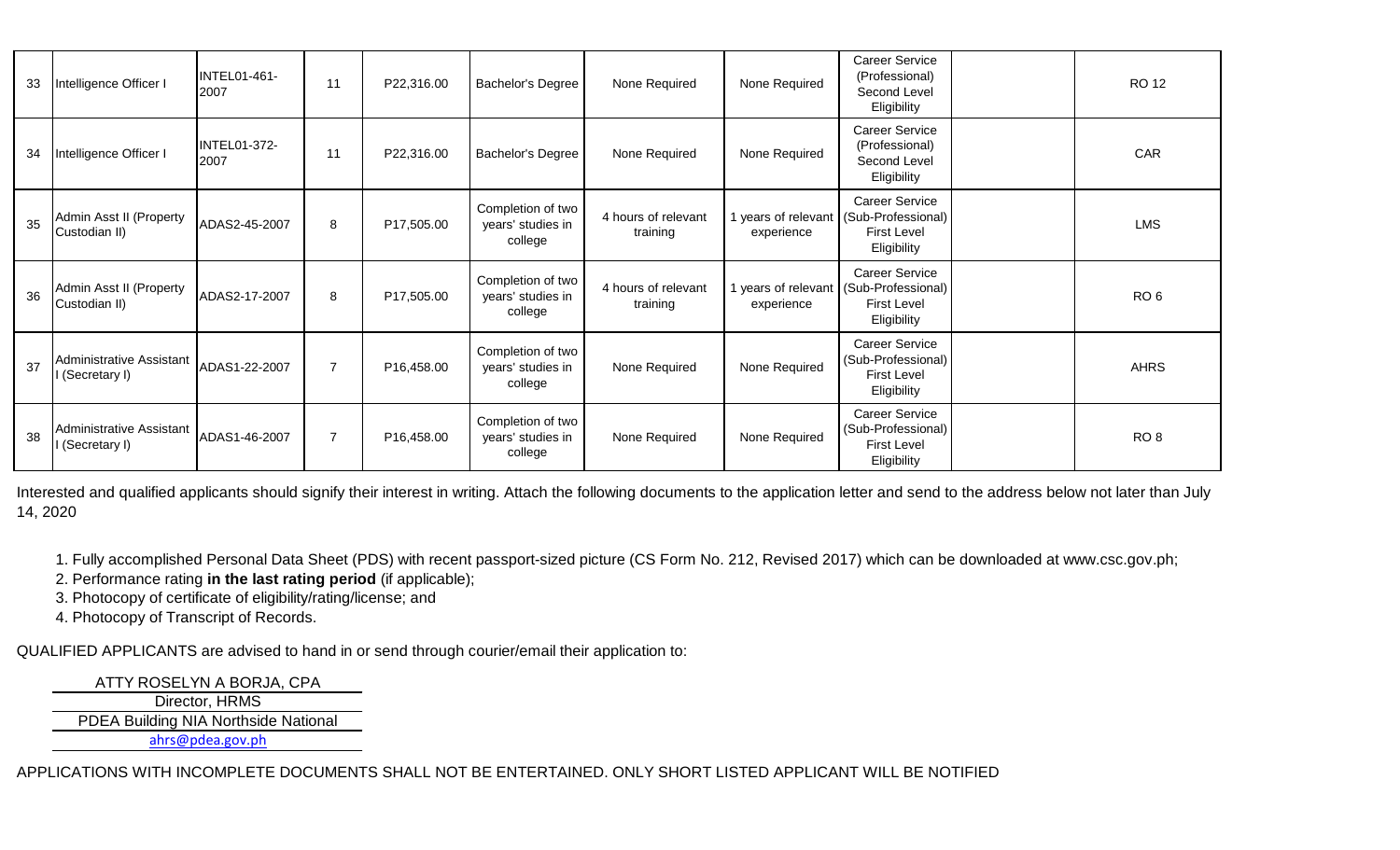| | | | | | | | | | | |
|---|---|---|---|---|---|---|---|---|---|---|
| 33 | Intelligence Officer I | INTEL01-461-2007 | 11 | P22,316.00 | Bachelor's Degree | None Required | None Required | Career Service (Professional) Second Level Eligibility | | RO 12 |
| 34 | Intelligence Officer I | INTEL01-372-2007 | 11 | P22,316.00 | Bachelor's Degree | None Required | None Required | Career Service (Professional) Second Level Eligibility | | CAR |
| 35 | Admin Asst II (Property Custodian II) | ADAS2-45-2007 | 8 | P17,505.00 | Completion of two years' studies in college | 4 hours of relevant training | 1 years of relevant experience | Career Service (Sub-Professional) First Level Eligibility | | LMS |
| 36 | Admin Asst II (Property Custodian II) | ADAS2-17-2007 | 8 | P17,505.00 | Completion of two years' studies in college | 4 hours of relevant training | 1 years of relevant experience | Career Service (Sub-Professional) First Level Eligibility | | RO 6 |
| 37 | Administrative Assistant I (Secretary I) | ADAS1-22-2007 | 7 | P16,458.00 | Completion of two years' studies in college | None Required | None Required | Career Service (Sub-Professional) First Level Eligibility | | AHRS |
| 38 | Administrative Assistant I (Secretary I) | ADAS1-46-2007 | 7 | P16,458.00 | Completion of two years' studies in college | None Required | None Required | Career Service (Sub-Professional) First Level Eligibility | | RO 8 |

Interested and qualified applicants should signify their interest in writing. Attach the following documents to the application letter and send to the address below not later than July 14, 2020

1. Fully accomplished Personal Data Sheet (PDS) with recent passport-sized picture (CS Form No. 212, Revised 2017) which can be downloaded at www.csc.gov.ph;
2. Performance rating **in the last rating period** (if applicable);
3. Photocopy of certificate of eligibility/rating/license; and
4. Photocopy of Transcript of Records.

QUALIFIED APPLICANTS are advised to hand in or send through courier/email their application to:

ATTY ROSELYN A BORJA, CPA
Director, HRMS
PDEA Building NIA Northside National
ahrs@pdea.gov.ph

APPLICATIONS WITH INCOMPLETE DOCUMENTS SHALL NOT BE ENTERTAINED. ONLY SHORT LISTED APPLICANT WILL BE NOTIFIED